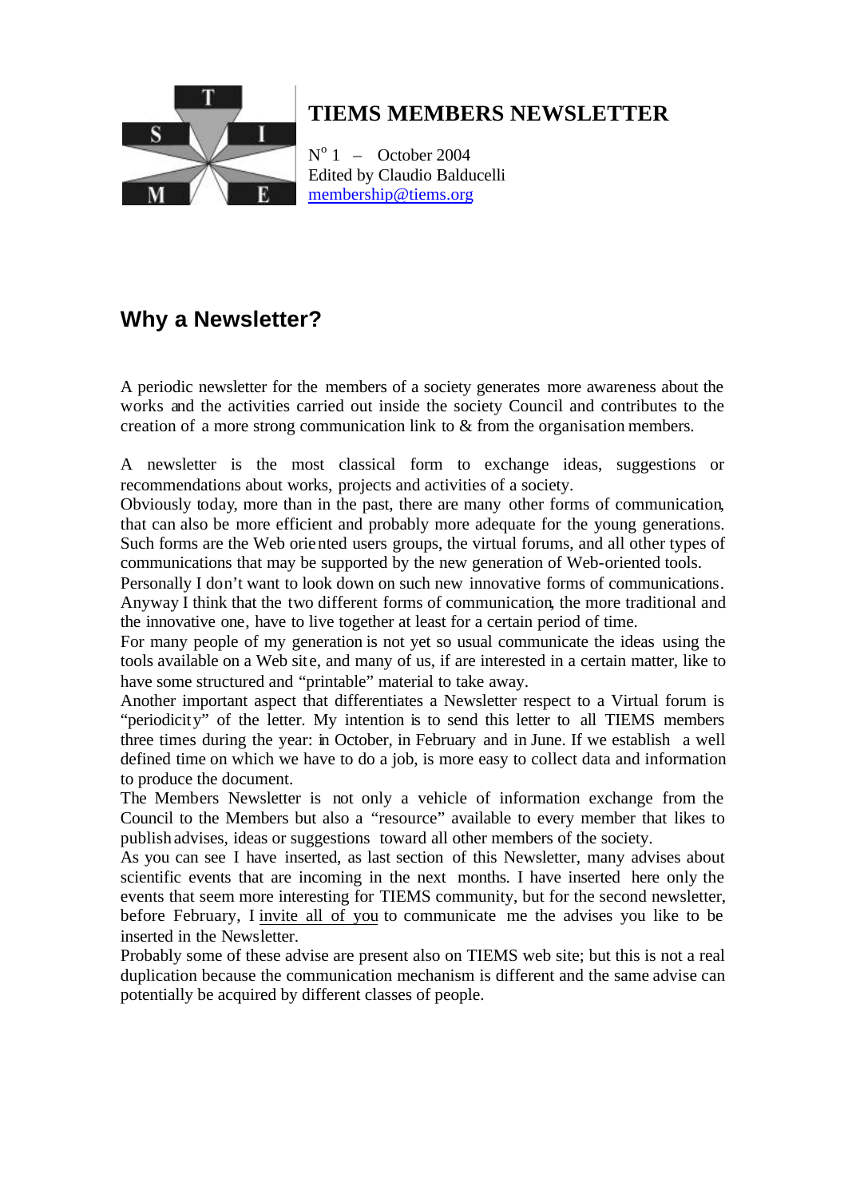# TIEMS MEMBERS NEWSLETTER

N° 1 – October 2004
Edited by Claudio Balducelli
membership@tiems.org

## Why a Newsletter?

A periodic newsletter for the members of a society generates more awareness about the works and the activities carried out inside the society Council and contributes to the creation of a more strong communication link to & from the organisation members.

A newsletter is the most classical form to exchange ideas, suggestions or recommendations about works, projects and activities of a society.
Obviously today, more than in the past, there are many other forms of communication, that can also be more efficient and probably more adequate for the young generations. Such forms are the Web oriented users groups, the virtual forums, and all other types of communications that may be supported by the new generation of Web-oriented tools.
Personally I don't want to look down on such new innovative forms of communications. Anyway I think that the two different forms of communication, the more traditional and the innovative one, have to live together at least for a certain period of time.
For many people of my generation is not yet so usual communicate the ideas using the tools available on a Web site, and many of us, if are interested in a certain matter, like to have some structured and "printable" material to take away.
Another important aspect that differentiates a Newsletter respect to a Virtual forum is "periodicity" of the letter. My intention is to send this letter to all TIEMS members three times during the year: in October, in February and in June. If we establish a well defined time on which we have to do a job, is more easy to collect data and information to produce the document.
The Members Newsletter is not only a vehicle of information exchange from the Council to the Members but also a "resource" available to every member that likes to publish advises, ideas or suggestions toward all other members of the society.
As you can see I have inserted, as last section of this Newsletter, many advises about scientific events that are incoming in the next months. I have inserted here only the events that seem more interesting for TIEMS community, but for the second newsletter, before February, I invite all of you to communicate me the advises you like to be inserted in the Newsletter.
Probably some of these advise are present also on TIEMS web site; but this is not a real duplication because the communication mechanism is different and the same advise can potentially be acquired by different classes of people.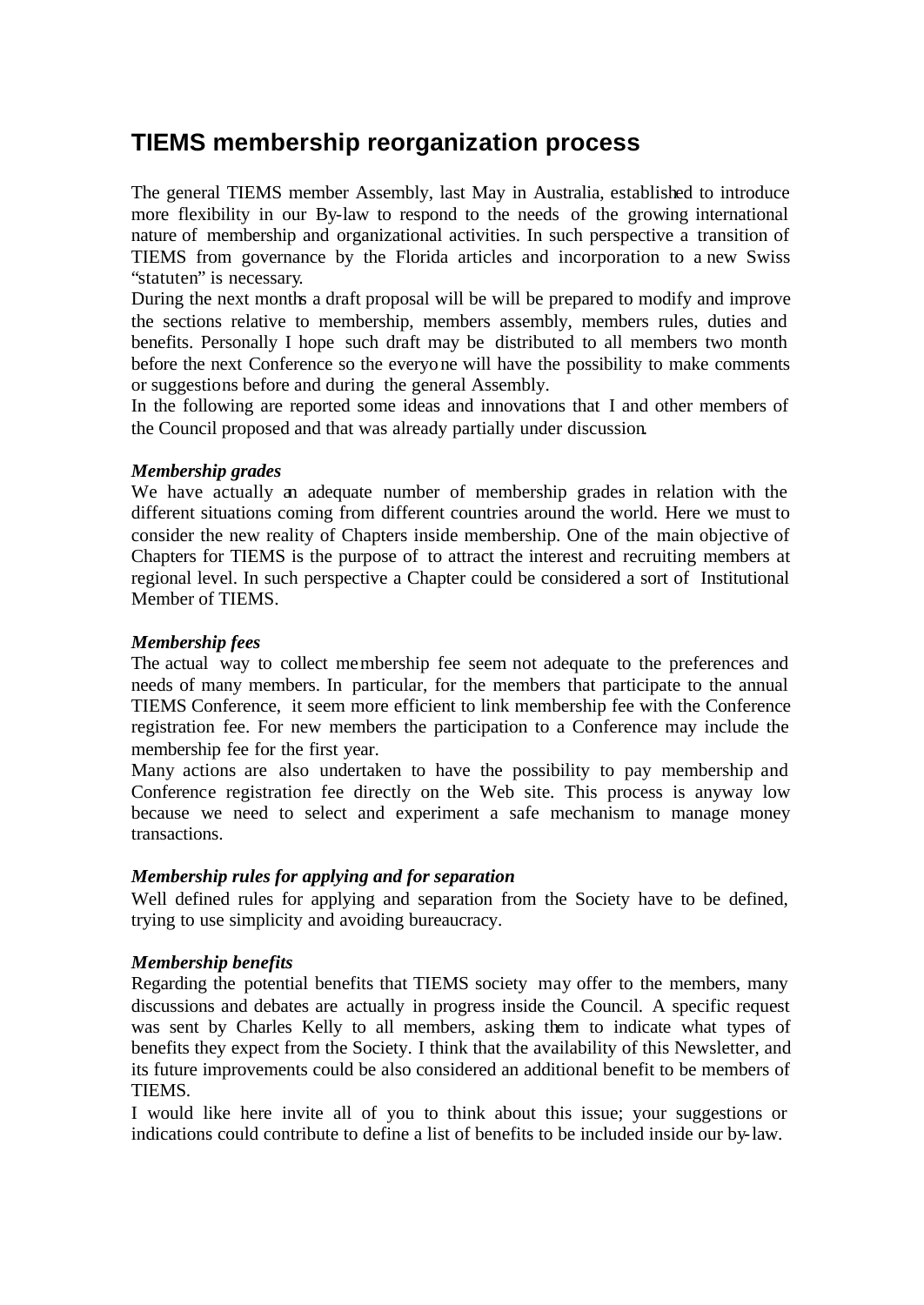## TIEMS membership reorganization process

The general TIEMS member Assembly, last May in Australia, established to introduce more flexibility in our By-law to respond to the needs of the growing international nature of membership and organizational activities. In such perspective a transition of TIEMS from governance by the Florida articles and incorporation to a new Swiss "statuten" is necessary.

During the next months a draft proposal will be will be prepared to modify and improve the sections relative to membership, members assembly, members rules, duties and benefits. Personally I hope such draft may be distributed to all members two month before the next Conference so the everyone will have the possibility to make comments or suggestions before and during the general Assembly.

In the following are reported some ideas and innovations that I and other members of the Council proposed and that was already partially under discussion.

***Membership grades***

We have actually an adequate number of membership grades in relation with the different situations coming from different countries around the world. Here we must to consider the new reality of Chapters inside membership. One of the main objective of Chapters for TIEMS is the purpose of to attract the interest and recruiting members at regional level. In such perspective a Chapter could be considered a sort of Institutional Member of TIEMS.

***Membership fees***

The actual way to collect membership fee seem not adequate to the preferences and needs of many members. In particular, for the members that participate to the annual TIEMS Conference, it seem more efficient to link membership fee with the Conference registration fee. For new members the participation to a Conference may include the membership fee for the first year.

Many actions are also undertaken to have the possibility to pay membership and Conference registration fee directly on the Web site. This process is anyway low because we need to select and experiment a safe mechanism to manage money transactions.

***Membership rules for applying and for separation***

Well defined rules for applying and separation from the Society have to be defined, trying to use simplicity and avoiding bureaucracy.

***Membership benefits***

Regarding the potential benefits that TIEMS society may offer to the members, many discussions and debates are actually in progress inside the Council. A specific request was sent by Charles Kelly to all members, asking them to indicate what types of benefits they expect from the Society. I think that the availability of this Newsletter, and its future improvements could be also considered an additional benefit to be members of TIEMS.

I would like here invite all of you to think about this issue; your suggestions or indications could contribute to define a list of benefits to be included inside our by-law.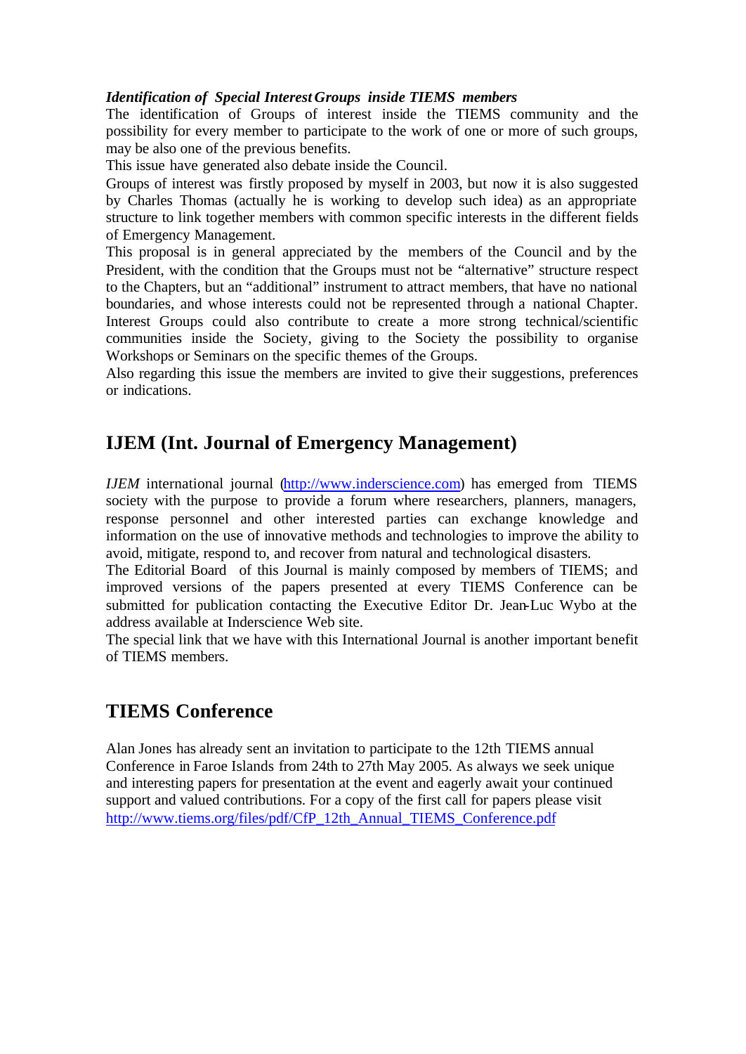***Identification of Special Interest Groups inside TIEMS members***

The identification of Groups of interest inside the TIEMS community and the possibility for every member to participate to the work of one or more of such groups, may be also one of the previous benefits.

This issue have generated also debate inside the Council.

Groups of interest was firstly proposed by myself in 2003, but now it is also suggested by Charles Thomas (actually he is working to develop such idea) as an appropriate structure to link together members with common specific interests in the different fields of Emergency Management.

This proposal is in general appreciated by the members of the Council and by the President, with the condition that the Groups must not be "alternative" structure respect to the Chapters, but an "additional" instrument to attract members, that have no national boundaries, and whose interests could not be represented through a national Chapter. Interest Groups could also contribute to create a more strong technical/scientific communities inside the Society, giving to the Society the possibility to organise Workshops or Seminars on the specific themes of the Groups.

Also regarding this issue the members are invited to give their suggestions, preferences or indications.

## IJEM (Int. Journal of Emergency Management)

*IJEM* international journal (http://www.inderscience.com) has emerged from TIEMS society with the purpose to provide a forum where researchers, planners, managers, response personnel and other interested parties can exchange knowledge and information on the use of innovative methods and technologies to improve the ability to avoid, mitigate, respond to, and recover from natural and technological disasters.

The Editorial Board of this Journal is mainly composed by members of TIEMS; and improved versions of the papers presented at every TIEMS Conference can be submitted for publication contacting the Executive Editor Dr. Jean-Luc Wybo at the address available at Inderscience Web site.

The special link that we have with this International Journal is another important benefit of TIEMS members.

## TIEMS Conference

Alan Jones has already sent an invitation to participate to the 12th TIEMS annual Conference in Faroe Islands from 24th to 27th May 2005. As always we seek unique and interesting papers for presentation at the event and eagerly await your continued support and valued contributions. For a copy of the first call for papers please visit http://www.tiems.org/files/pdf/CfP_12th_Annual_TIEMS_Conference.pdf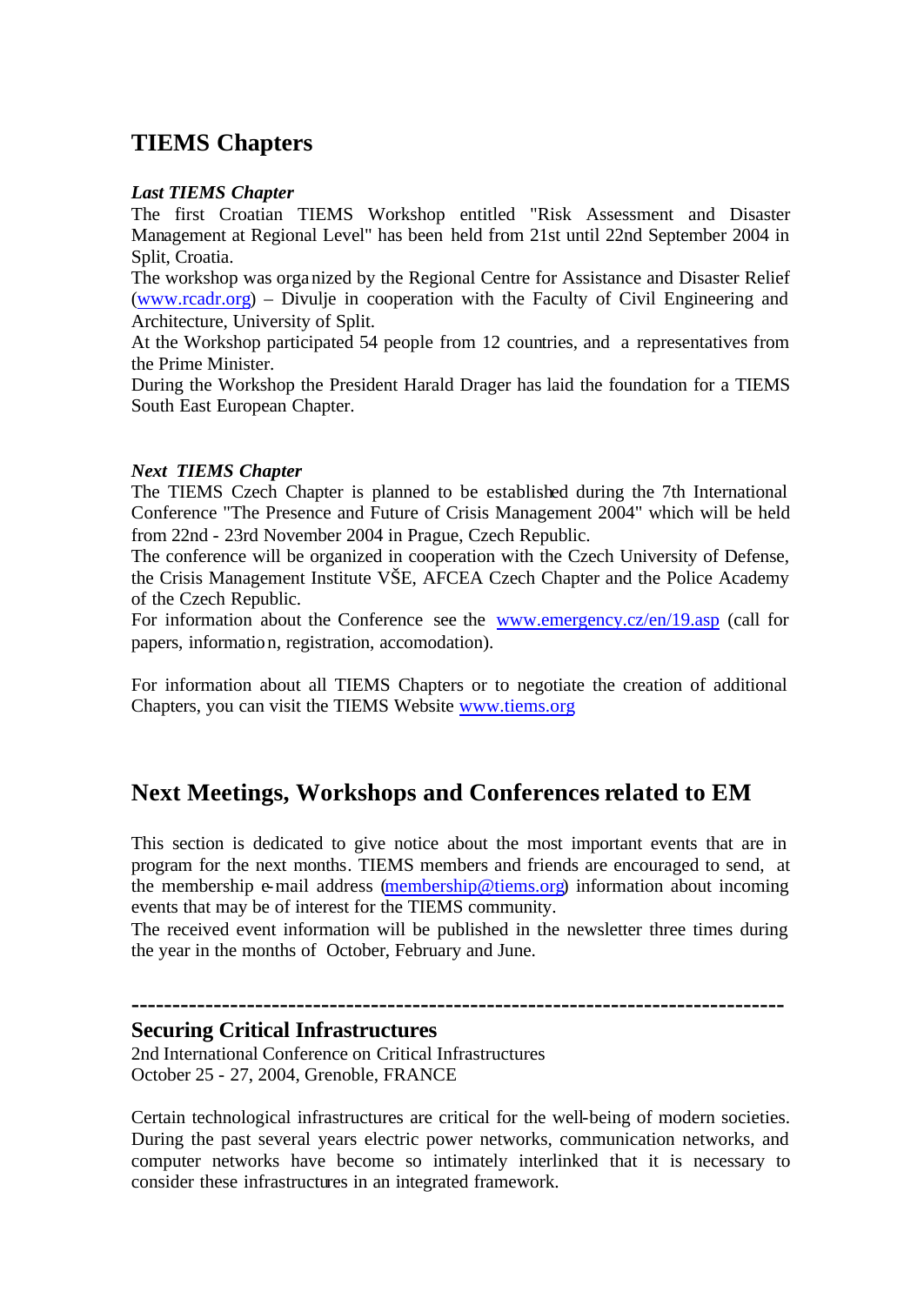## TIEMS Chapters

### *Last TIEMS Chapter*

The first Croatian TIEMS Workshop entitled "Risk Assessment and Disaster Management at Regional Level" has been held from 21st until 22nd September 2004 in Split, Croatia.

The workshop was organized by the Regional Centre for Assistance and Disaster Relief (www.rcadr.org) – Divulje in cooperation with the Faculty of Civil Engineering and Architecture, University of Split.

At the Workshop participated 54 people from 12 countries, and a representatives from the Prime Minister.

During the Workshop the President Harald Drager has laid the foundation for a TIEMS South East European Chapter.

### *Next TIEMS Chapter*

The TIEMS Czech Chapter is planned to be established during the 7th International Conference "The Presence and Future of Crisis Management 2004" which will be held from 22nd - 23rd November 2004 in Prague, Czech Republic.

The conference will be organized in cooperation with the Czech University of Defense, the Crisis Management Institute VŠE, AFCEA Czech Chapter and the Police Academy of the Czech Republic.

For information about the Conference see the www.emergency.cz/en/19.asp (call for papers, information, registration, accomodation).

For information about all TIEMS Chapters or to negotiate the creation of additional Chapters, you can visit the TIEMS Website www.tiems.org

## Next Meetings, Workshops and Conferences related to EM

This section is dedicated to give notice about the most important events that are in program for the next months. TIEMS members and friends are encouraged to send, at the membership e-mail address (membership@tiems.org) information about incoming events that may be of interest for the TIEMS community.

The received event information will be published in the newsletter three times during the year in the months of October, February and June.

---

**Securing Critical Infrastructures**

2nd International Conference on Critical Infrastructures
October 25 - 27, 2004, Grenoble, FRANCE

Certain technological infrastructures are critical for the well-being of modern societies. During the past several years electric power networks, communication networks, and computer networks have become so intimately interlinked that it is necessary to consider these infrastructures in an integrated framework.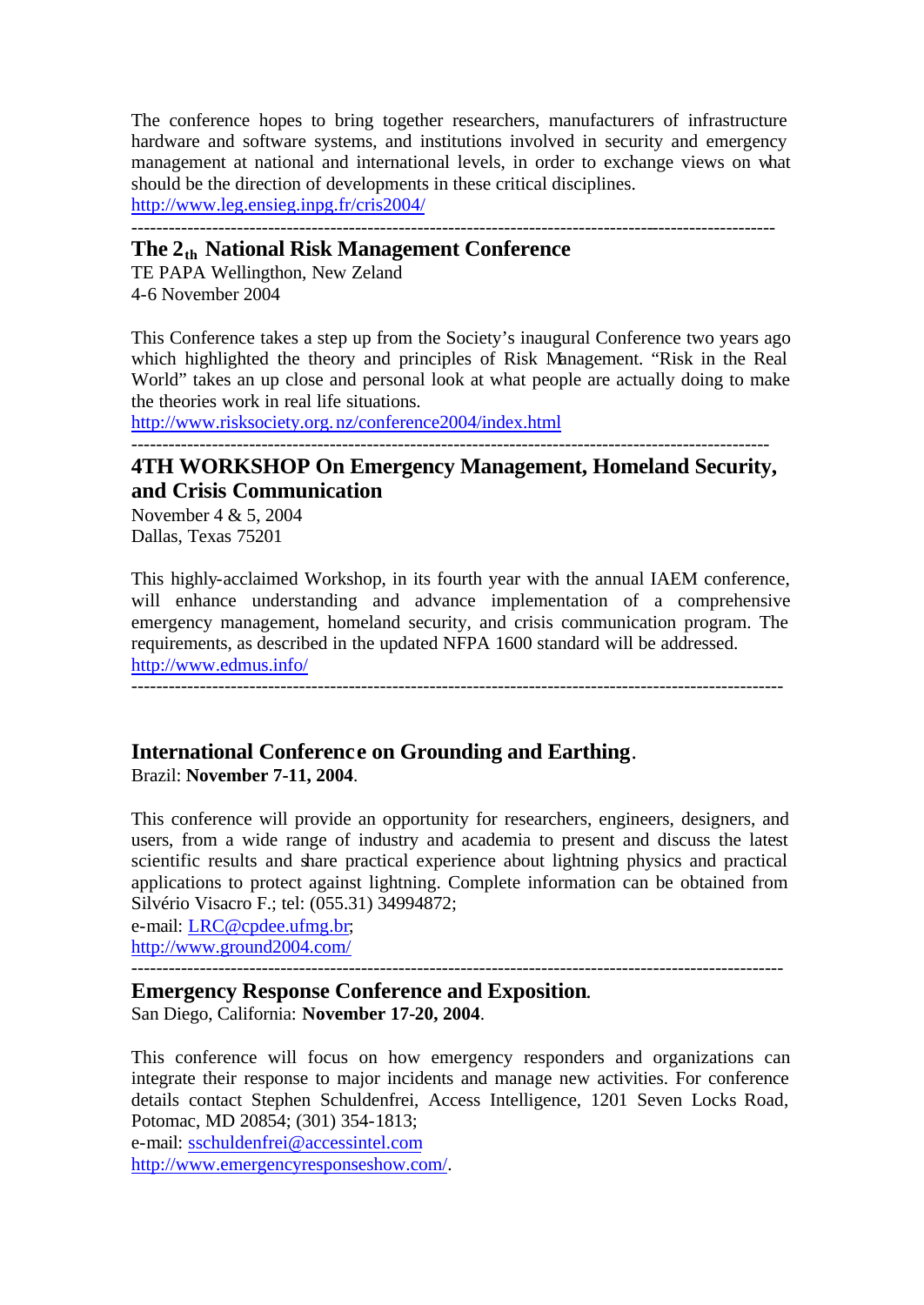The conference hopes to bring together researchers, manufacturers of infrastructure hardware and software systems, and institutions involved in security and emergency management at national and international levels, in order to exchange views on what should be the direction of developments in these critical disciplines.
http://www.leg.ensieg.inpg.fr/cris2004/

---

## The 2$_{th}$ National Risk Management Conference

TE PAPA Wellingthon, New Zeland
4-6 November 2004

This Conference takes a step up from the Society's inaugural Conference two years ago which highlighted the theory and principles of Risk Management. "Risk in the Real World" takes an up close and personal look at what people are actually doing to make the theories work in real life situations.
http://www.risksociety.org.nz/conference2004/index.html

---

## 4TH WORKSHOP On Emergency Management, Homeland Security, and Crisis Communication

November 4 & 5, 2004
Dallas, Texas 75201

This highly-acclaimed Workshop, in its fourth year with the annual IAEM conference, will enhance understanding and advance implementation of a comprehensive emergency management, homeland security, and crisis communication program. The requirements, as described in the updated NFPA 1600 standard will be addressed.
http://www.edmus.info/

---

## International Conference on Grounding and Earthing.

Brazil: **November 7-11, 2004**.

This conference will provide an opportunity for researchers, engineers, designers, and users, from a wide range of industry and academia to present and discuss the latest scientific results and share practical experience about lightning physics and practical applications to protect against lightning. Complete information can be obtained from Silvério Visacro F.; tel: (055.31) 34994872;
e-mail: LRC@cpdee.ufmg.br;
http://www.ground2004.com/

---

## Emergency Response Conference and Exposition.

San Diego, California: **November 17-20, 2004**.

This conference will focus on how emergency responders and organizations can integrate their response to major incidents and manage new activities. For conference details contact Stephen Schuldenfrei, Access Intelligence, 1201 Seven Locks Road, Potomac, MD 20854; (301) 354-1813;
e-mail: sschuldenfrei@accessintel.com
http://www.emergencyresponseshow.com/.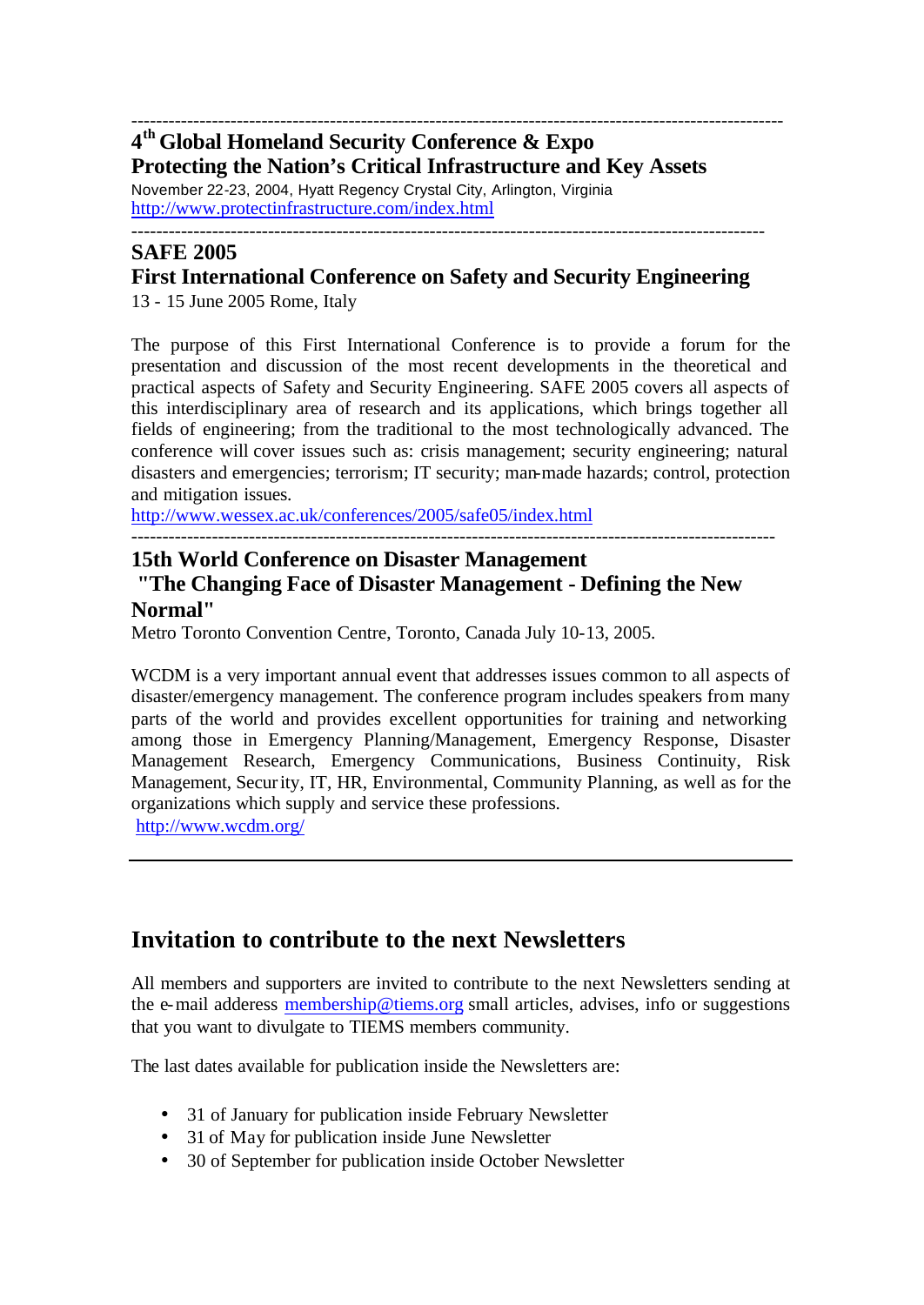---

### 4th Global Homeland Security Conference & Expo
### Protecting the Nation's Critical Infrastructure and Key Assets

November 22-23, 2004, Hyatt Regency Crystal City, Arlington, Virginia
http://www.protectinfrastructure.com/index.html

---

### SAFE 2005
### First International Conference on Safety and Security Engineering

13 - 15 June 2005 Rome, Italy

The purpose of this First International Conference is to provide a forum for the presentation and discussion of the most recent developments in the theoretical and practical aspects of Safety and Security Engineering. SAFE 2005 covers all aspects of this interdisciplinary area of research and its applications, which brings together all fields of engineering; from the traditional to the most technologically advanced. The conference will cover issues such as: crisis management; security engineering; natural disasters and emergencies; terrorism; IT security; man-made hazards; control, protection and mitigation issues.

http://www.wessex.ac.uk/conferences/2005/safe05/index.html

---

### 15th World Conference on Disaster Management
### "The Changing Face of Disaster Management - Defining the New Normal"

Metro Toronto Convention Centre, Toronto, Canada July 10-13, 2005.

WCDM is a very important annual event that addresses issues common to all aspects of disaster/emergency management. The conference program includes speakers from many parts of the world and provides excellent opportunities for training and networking among those in Emergency Planning/Management, Emergency Response, Disaster Management Research, Emergency Communications, Business Continuity, Risk Management, Security, IT, HR, Environmental, Community Planning, as well as for the organizations which supply and service these professions.

http://www.wcdm.org/

---

## Invitation to contribute to the next Newsletters

All members and supporters are invited to contribute to the next Newsletters sending at the e-mail adderess membership@tiems.org small articles, advises, info or suggestions that you want to divulgate to TIEMS members community.

The last dates available for publication inside the Newsletters are:

- 31 of January for publication inside February Newsletter
- 31 of May for publication inside June Newsletter
- 30 of September for publication inside October Newsletter